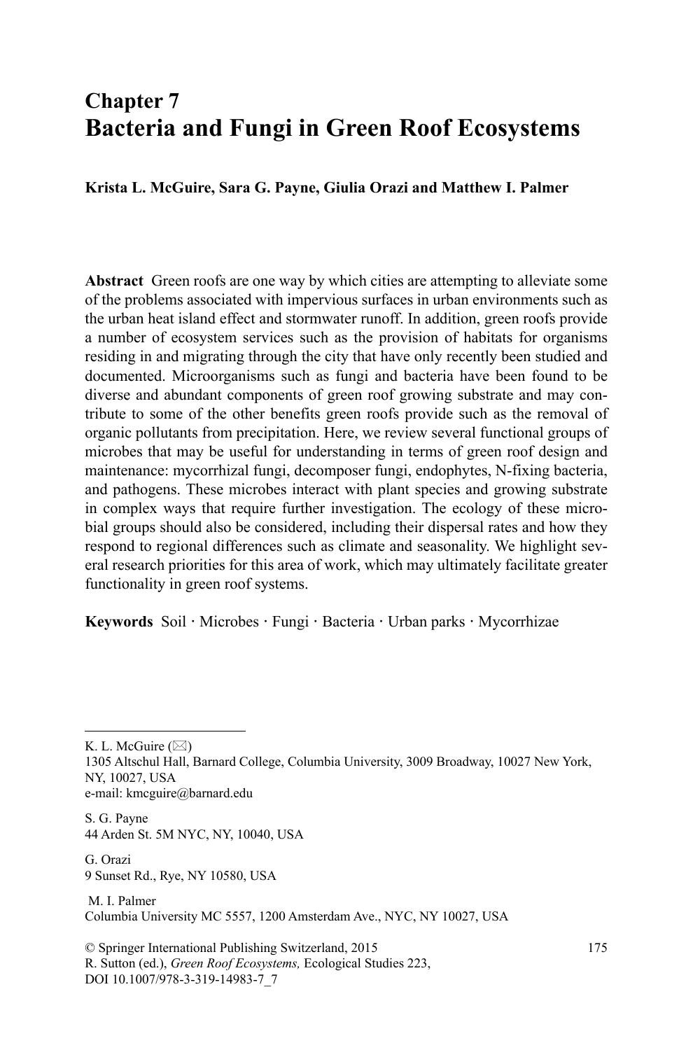# Chapter 7
# Bacteria and Fungi in Green Roof Ecosystems

**Krista L. McGuire, Sara G. Payne, Giulia Orazi and Matthew I. Palmer**

**Abstract** Green roofs are one way by which cities are attempting to alleviate some of the problems associated with impervious surfaces in urban environments such as the urban heat island effect and stormwater runoff. In addition, green roofs provide a number of ecosystem services such as the provision of habitats for organisms residing in and migrating through the city that have only recently been studied and documented. Microorganisms such as fungi and bacteria have been found to be diverse and abundant components of green roof growing substrate and may contribute to some of the other benefits green roofs provide such as the removal of organic pollutants from precipitation. Here, we review several functional groups of microbes that may be useful for understanding in terms of green roof design and maintenance: mycorrhizal fungi, decomposer fungi, endophytes, N-fixing bacteria, and pathogens. These microbes interact with plant species and growing substrate in complex ways that require further investigation. The ecology of these microbial groups should also be considered, including their dispersal rates and how they respond to regional differences such as climate and seasonality. We highlight several research priorities for this area of work, which may ultimately facilitate greater functionality in green roof systems.

**Keywords** Soil · Microbes · Fungi · Bacteria · Urban parks · Mycorrhizae

---

K. L. McGuire (✉)
1305 Altschul Hall, Barnard College, Columbia University, 3009 Broadway, 10027 New York, NY, 10027, USA
e-mail: kmcguire@barnard.edu

S. G. Payne
44 Arden St. 5M NYC, NY, 10040, USA

G. Orazi
9 Sunset Rd., Rye, NY 10580, USA

M. I. Palmer
Columbia University MC 5557, 1200 Amsterdam Ave., NYC, NY 10027, USA

© Springer International Publishing Switzerland, 2015
R. Sutton (ed.), *Green Roof Ecosystems,* Ecological Studies 223,
DOI 10.1007/978-3-319-14983-7_7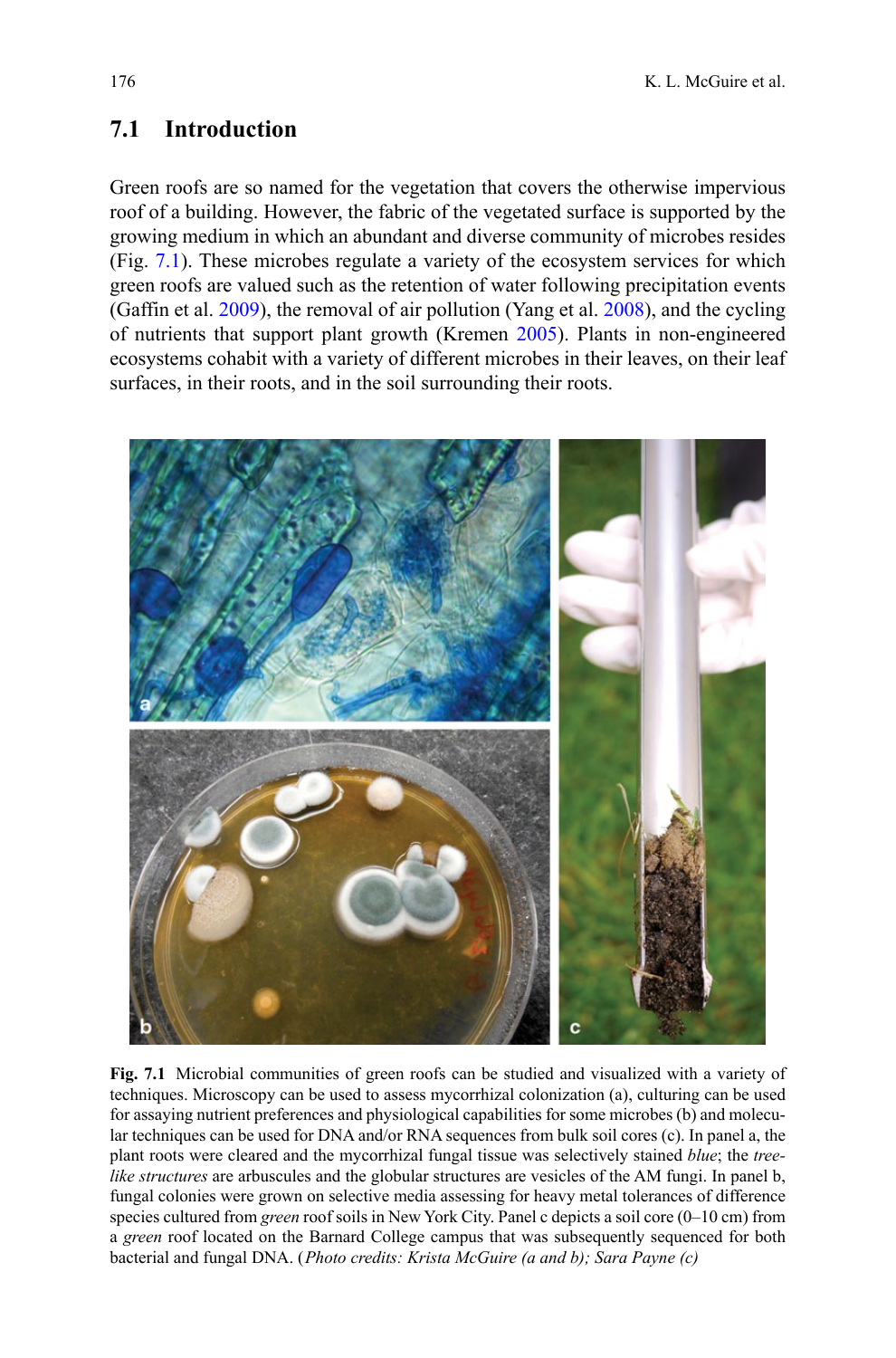## 7.1 Introduction

Green roofs are so named for the vegetation that covers the otherwise impervious roof of a building. However, the fabric of the vegetated surface is supported by the growing medium in which an abundant and diverse community of microbes resides (Fig. 7.1). These microbes regulate a variety of the ecosystem services for which green roofs are valued such as the retention of water following precipitation events (Gaffin et al. 2009), the removal of air pollution (Yang et al. 2008), and the cycling of nutrients that support plant growth (Kremen 2005). Plants in non-engineered ecosystems cohabit with a variety of different microbes in their leaves, on their leaf surfaces, in their roots, and in the soil surrounding their roots.

**Fig. 7.1** Microbial communities of green roofs can be studied and visualized with a variety of techniques. Microscopy can be used to assess mycorrhizal colonization (a), culturing can be used for assaying nutrient preferences and physiological capabilities for some microbes (b) and molecular techniques can be used for DNA and/or RNA sequences from bulk soil cores (c). In panel a, the plant roots were cleared and the mycorrhizal fungal tissue was selectively stained *blue*; the *tree-like structures* are arbuscules and the globular structures are vesicles of the AM fungi. In panel b, fungal colonies were grown on selective media assessing for heavy metal tolerances of difference species cultured from *green* roof soils in New York City. Panel c depicts a soil core (0–10 cm) from a *green* roof located on the Barnard College campus that was subsequently sequenced for both bacterial and fungal DNA. (*Photo credits: Krista McGuire (a and b); Sara Payne (c)*)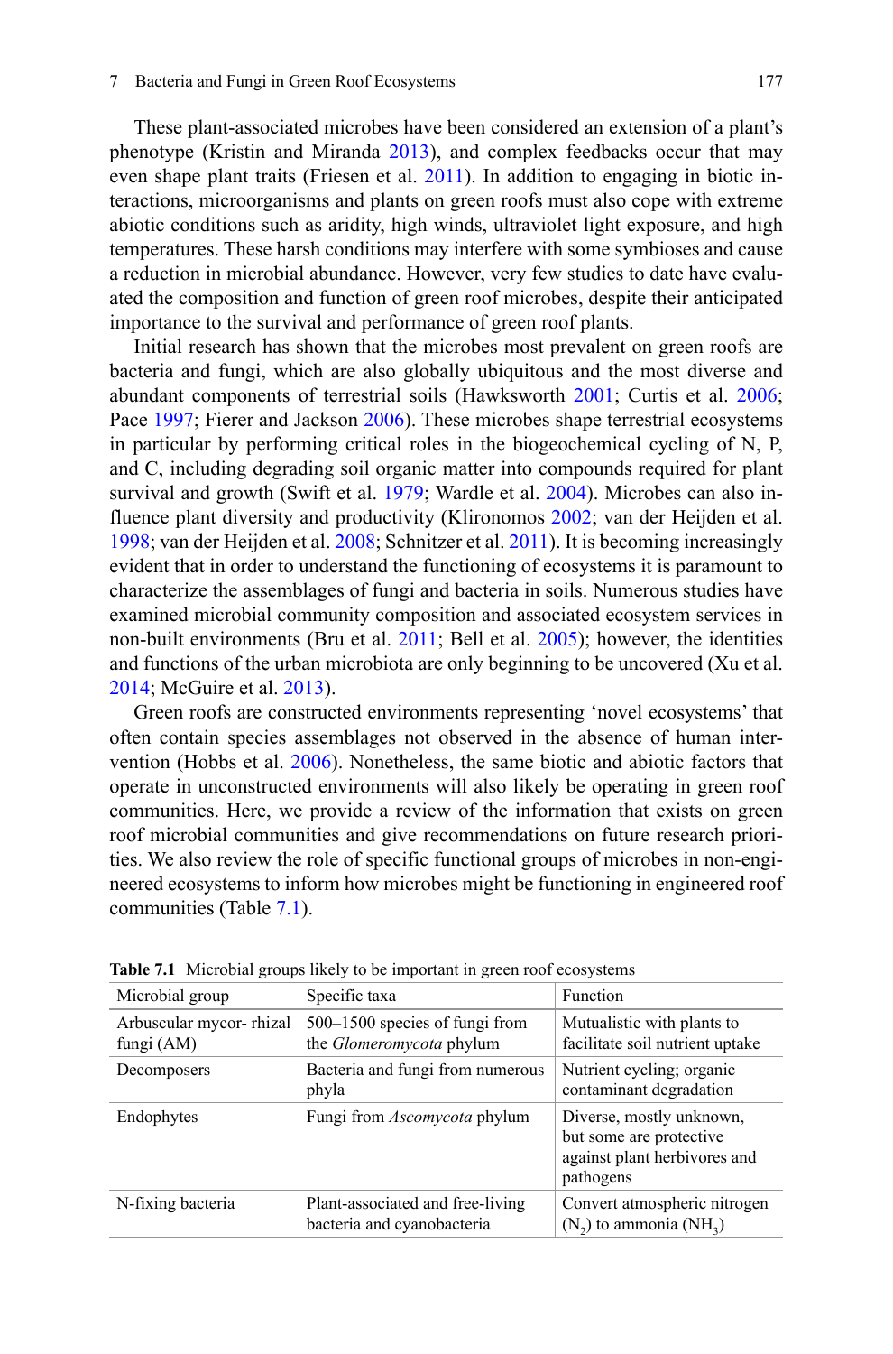These plant-associated microbes have been considered an extension of a plant's phenotype (Kristin and Miranda 2013), and complex feedbacks occur that may even shape plant traits (Friesen et al. 2011). In addition to engaging in biotic interactions, microorganisms and plants on green roofs must also cope with extreme abiotic conditions such as aridity, high winds, ultraviolet light exposure, and high temperatures. These harsh conditions may interfere with some symbioses and cause a reduction in microbial abundance. However, very few studies to date have evaluated the composition and function of green roof microbes, despite their anticipated importance to the survival and performance of green roof plants.

Initial research has shown that the microbes most prevalent on green roofs are bacteria and fungi, which are also globally ubiquitous and the most diverse and abundant components of terrestrial soils (Hawksworth 2001; Curtis et al. 2006; Pace 1997; Fierer and Jackson 2006). These microbes shape terrestrial ecosystems in particular by performing critical roles in the biogeochemical cycling of N, P, and C, including degrading soil organic matter into compounds required for plant survival and growth (Swift et al. 1979; Wardle et al. 2004). Microbes can also influence plant diversity and productivity (Klironomos 2002; van der Heijden et al. 1998; van der Heijden et al. 2008; Schnitzer et al. 2011). It is becoming increasingly evident that in order to understand the functioning of ecosystems it is paramount to characterize the assemblages of fungi and bacteria in soils. Numerous studies have examined microbial community composition and associated ecosystem services in non-built environments (Bru et al. 2011; Bell et al. 2005); however, the identities and functions of the urban microbiota are only beginning to be uncovered (Xu et al. 2014; McGuire et al. 2013).

Green roofs are constructed environments representing 'novel ecosystems' that often contain species assemblages not observed in the absence of human intervention (Hobbs et al. 2006). Nonetheless, the same biotic and abiotic factors that operate in unconstructed environments will also likely be operating in green roof communities. Here, we provide a review of the information that exists on green roof microbial communities and give recommendations on future research priorities. We also review the role of specific functional groups of microbes in non-engineered ecosystems to inform how microbes might be functioning in engineered roof communities (Table 7.1).

**Table 7.1** Microbial groups likely to be important in green roof ecosystems

| Microbial group | Specific taxa | Function |
|---|---|---|
| Arbuscular mycor- rhizal fungi (AM) | 500–1500 species of fungi from the *Glomeromycota* phylum | Mutualistic with plants to facilitate soil nutrient uptake |
| Decomposers | Bacteria and fungi from numerous phyla | Nutrient cycling; organic contaminant degradation |
| Endophytes | Fungi from *Ascomycota* phylum | Diverse, mostly unknown, but some are protective against plant herbivores and pathogens |
| N-fixing bacteria | Plant-associated and free-living bacteria and cyanobacteria | Convert atmospheric nitrogen ($N_2$) to ammonia ($NH_3$) |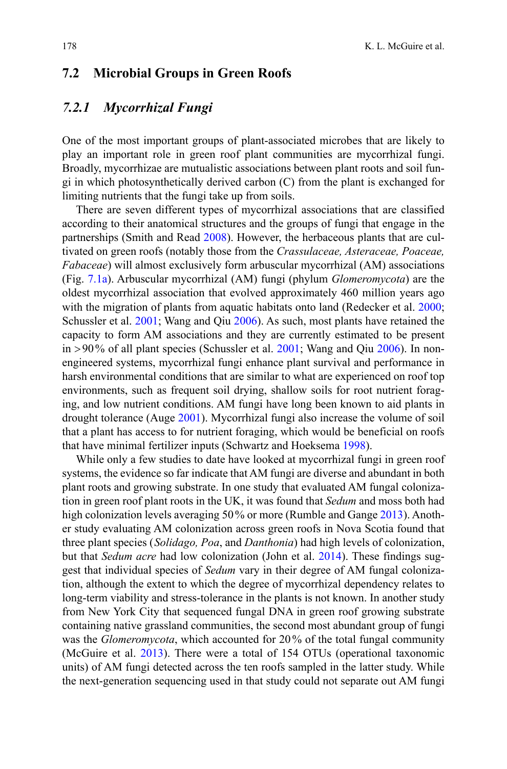## 7.2 Microbial Groups in Green Roofs

### *7.2.1 Mycorrhizal Fungi*

One of the most important groups of plant-associated microbes that are likely to play an important role in green roof plant communities are mycorrhizal fungi. Broadly, mycorrhizae are mutualistic associations between plant roots and soil fungi in which photosynthetically derived carbon (C) from the plant is exchanged for limiting nutrients that the fungi take up from soils.

There are seven different types of mycorrhizal associations that are classified according to their anatomical structures and the groups of fungi that engage in the partnerships (Smith and Read 2008). However, the herbaceous plants that are cultivated on green roofs (notably those from the *Crassulaceae, Asteraceae, Poaceae, Fabaceae*) will almost exclusively form arbuscular mycorrhizal (AM) associations (Fig. 7.1a). Arbuscular mycorrhizal (AM) fungi (phylum *Glomeromycota*) are the oldest mycorrhizal association that evolved approximately 460 million years ago with the migration of plants from aquatic habitats onto land (Redecker et al. 2000; Schussler et al. 2001; Wang and Qiu 2006). As such, most plants have retained the capacity to form AM associations and they are currently estimated to be present in >90% of all plant species (Schussler et al. 2001; Wang and Qiu 2006). In non-engineered systems, mycorrhizal fungi enhance plant survival and performance in harsh environmental conditions that are similar to what are experienced on roof top environments, such as frequent soil drying, shallow soils for root nutrient foraging, and low nutrient conditions. AM fungi have long been known to aid plants in drought tolerance (Auge 2001). Mycorrhizal fungi also increase the volume of soil that a plant has access to for nutrient foraging, which would be beneficial on roofs that have minimal fertilizer inputs (Schwartz and Hoeksema 1998).

While only a few studies to date have looked at mycorrhizal fungi in green roof systems, the evidence so far indicate that AM fungi are diverse and abundant in both plant roots and growing substrate. In one study that evaluated AM fungal colonization in green roof plant roots in the UK, it was found that *Sedum* and moss both had high colonization levels averaging 50% or more (Rumble and Gange 2013). Another study evaluating AM colonization across green roofs in Nova Scotia found that three plant species (*Solidago, Poa*, and *Danthonia*) had high levels of colonization, but that *Sedum acre* had low colonization (John et al. 2014). These findings suggest that individual species of *Sedum* vary in their degree of AM fungal colonization, although the extent to which the degree of mycorrhizal dependency relates to long-term viability and stress-tolerance in the plants is not known. In another study from New York City that sequenced fungal DNA in green roof growing substrate containing native grassland communities, the second most abundant group of fungi was the *Glomeromycota*, which accounted for 20% of the total fungal community (McGuire et al. 2013). There were a total of 154 OTUs (operational taxonomic units) of AM fungi detected across the ten roofs sampled in the latter study. While the next-generation sequencing used in that study could not separate out AM fungi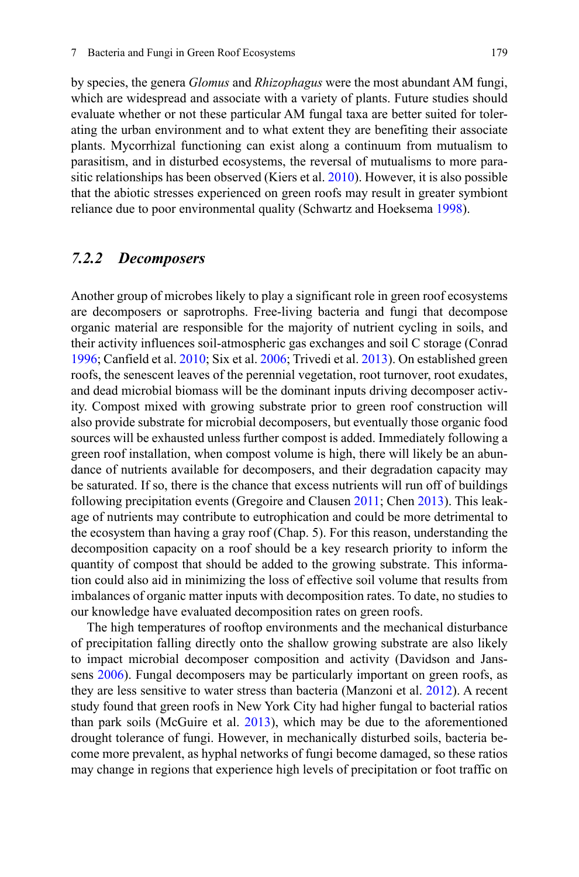by species, the genera *Glomus* and *Rhizophagus* were the most abundant AM fungi, which are widespread and associate with a variety of plants. Future studies should evaluate whether or not these particular AM fungal taxa are better suited for tolerating the urban environment and to what extent they are benefiting their associate plants. Mycorrhizal functioning can exist along a continuum from mutualism to parasitism, and in disturbed ecosystems, the reversal of mutualisms to more parasitic relationships has been observed (Kiers et al. 2010). However, it is also possible that the abiotic stresses experienced on green roofs may result in greater symbiont reliance due to poor environmental quality (Schwartz and Hoeksema 1998).

### *7.2.2 Decomposers*

Another group of microbes likely to play a significant role in green roof ecosystems are decomposers or saprotrophs. Free-living bacteria and fungi that decompose organic material are responsible for the majority of nutrient cycling in soils, and their activity influences soil-atmospheric gas exchanges and soil C storage (Conrad 1996; Canfield et al. 2010; Six et al. 2006; Trivedi et al. 2013). On established green roofs, the senescent leaves of the perennial vegetation, root turnover, root exudates, and dead microbial biomass will be the dominant inputs driving decomposer activity. Compost mixed with growing substrate prior to green roof construction will also provide substrate for microbial decomposers, but eventually those organic food sources will be exhausted unless further compost is added. Immediately following a green roof installation, when compost volume is high, there will likely be an abundance of nutrients available for decomposers, and their degradation capacity may be saturated. If so, there is the chance that excess nutrients will run off of buildings following precipitation events (Gregoire and Clausen 2011; Chen 2013). This leakage of nutrients may contribute to eutrophication and could be more detrimental to the ecosystem than having a gray roof (Chap. 5). For this reason, understanding the decomposition capacity on a roof should be a key research priority to inform the quantity of compost that should be added to the growing substrate. This information could also aid in minimizing the loss of effective soil volume that results from imbalances of organic matter inputs with decomposition rates. To date, no studies to our knowledge have evaluated decomposition rates on green roofs.

The high temperatures of rooftop environments and the mechanical disturbance of precipitation falling directly onto the shallow growing substrate are also likely to impact microbial decomposer composition and activity (Davidson and Janssens 2006). Fungal decomposers may be particularly important on green roofs, as they are less sensitive to water stress than bacteria (Manzoni et al. 2012). A recent study found that green roofs in New York City had higher fungal to bacterial ratios than park soils (McGuire et al. 2013), which may be due to the aforementioned drought tolerance of fungi. However, in mechanically disturbed soils, bacteria become more prevalent, as hyphal networks of fungi become damaged, so these ratios may change in regions that experience high levels of precipitation or foot traffic on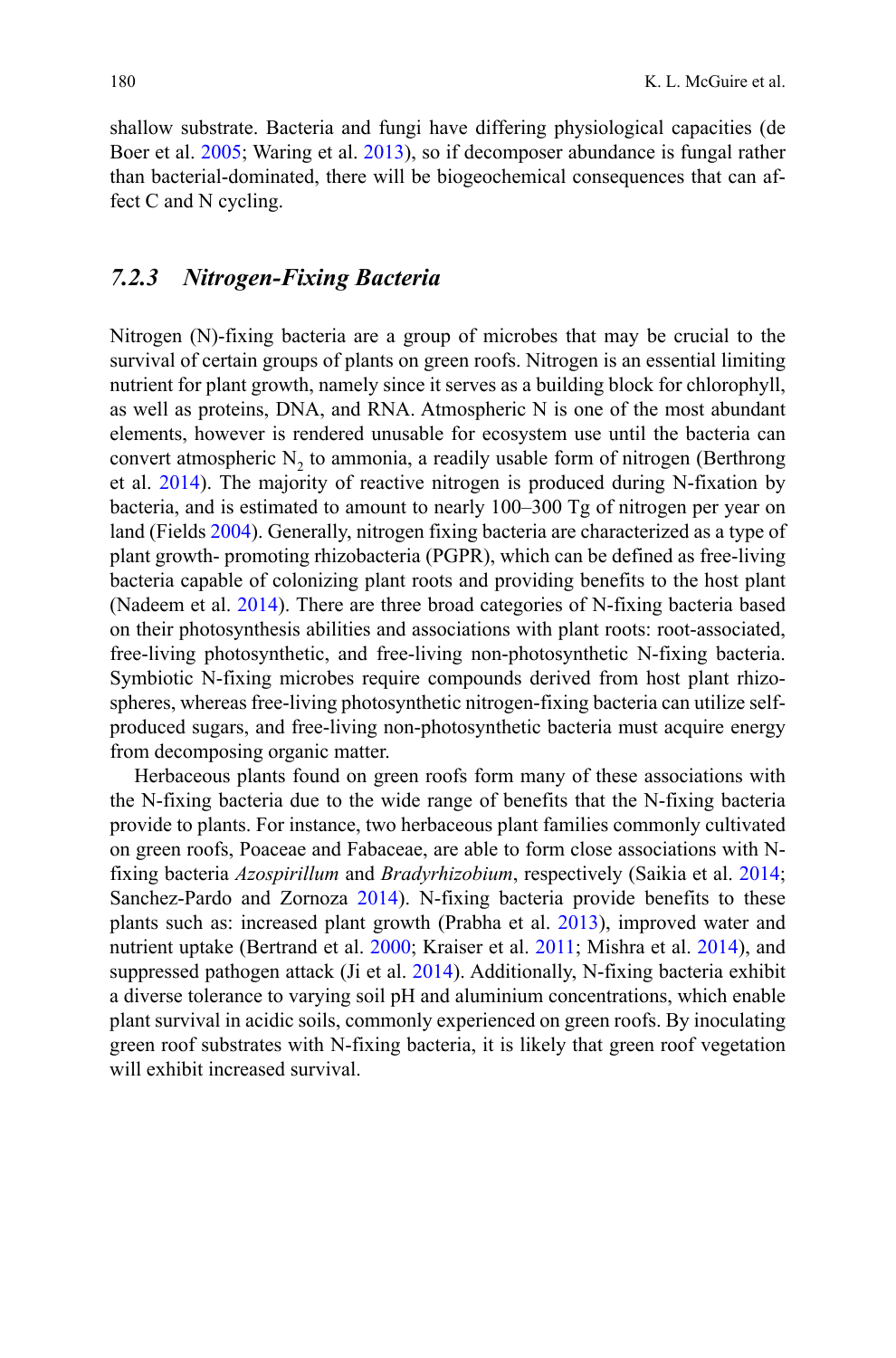shallow substrate. Bacteria and fungi have differing physiological capacities (de Boer et al. 2005; Waring et al. 2013), so if decomposer abundance is fungal rather than bacterial-dominated, there will be biogeochemical consequences that can affect C and N cycling.

### *7.2.3 Nitrogen-Fixing Bacteria*

Nitrogen (N)-fixing bacteria are a group of microbes that may be crucial to the survival of certain groups of plants on green roofs. Nitrogen is an essential limiting nutrient for plant growth, namely since it serves as a building block for chlorophyll, as well as proteins, DNA, and RNA. Atmospheric N is one of the most abundant elements, however is rendered unusable for ecosystem use until the bacteria can convert atmospheric $N_2$ to ammonia, a readily usable form of nitrogen (Berthrong et al. 2014). The majority of reactive nitrogen is produced during N-fixation by bacteria, and is estimated to amount to nearly 100–300 Tg of nitrogen per year on land (Fields 2004). Generally, nitrogen fixing bacteria are characterized as a type of plant growth- promoting rhizobacteria (PGPR), which can be defined as free-living bacteria capable of colonizing plant roots and providing benefits to the host plant (Nadeem et al. 2014). There are three broad categories of N-fixing bacteria based on their photosynthesis abilities and associations with plant roots: root-associated, free-living photosynthetic, and free-living non-photosynthetic N-fixing bacteria. Symbiotic N-fixing microbes require compounds derived from host plant rhizospheres, whereas free-living photosynthetic nitrogen-fixing bacteria can utilize self-produced sugars, and free-living non-photosynthetic bacteria must acquire energy from decomposing organic matter.

Herbaceous plants found on green roofs form many of these associations with the N-fixing bacteria due to the wide range of benefits that the N-fixing bacteria provide to plants. For instance, two herbaceous plant families commonly cultivated on green roofs, Poaceae and Fabaceae, are able to form close associations with N-fixing bacteria *Azospirillum* and *Bradyrhizobium*, respectively (Saikia et al. 2014; Sanchez-Pardo and Zornoza 2014). N-fixing bacteria provide benefits to these plants such as: increased plant growth (Prabha et al. 2013), improved water and nutrient uptake (Bertrand et al. 2000; Kraiser et al. 2011; Mishra et al. 2014), and suppressed pathogen attack (Ji et al. 2014). Additionally, N-fixing bacteria exhibit a diverse tolerance to varying soil pH and aluminium concentrations, which enable plant survival in acidic soils, commonly experienced on green roofs. By inoculating green roof substrates with N-fixing bacteria, it is likely that green roof vegetation will exhibit increased survival.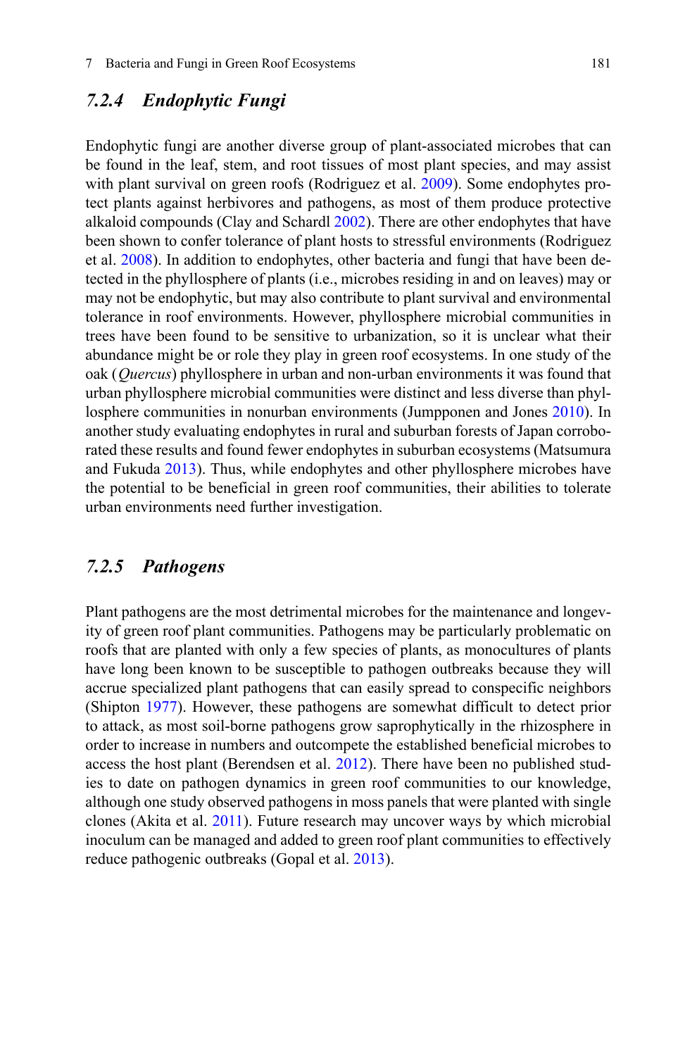### *7.2.4 Endophytic Fungi*

Endophytic fungi are another diverse group of plant-associated microbes that can be found in the leaf, stem, and root tissues of most plant species, and may assist with plant survival on green roofs (Rodriguez et al. 2009). Some endophytes protect plants against herbivores and pathogens, as most of them produce protective alkaloid compounds (Clay and Schardl 2002). There are other endophytes that have been shown to confer tolerance of plant hosts to stressful environments (Rodriguez et al. 2008). In addition to endophytes, other bacteria and fungi that have been detected in the phyllosphere of plants (i.e., microbes residing in and on leaves) may or may not be endophytic, but may also contribute to plant survival and environmental tolerance in roof environments. However, phyllosphere microbial communities in trees have been found to be sensitive to urbanization, so it is unclear what their abundance might be or role they play in green roof ecosystems. In one study of the oak (*Quercus*) phyllosphere in urban and non-urban environments it was found that urban phyllosphere microbial communities were distinct and less diverse than phyllosphere communities in nonurban environments (Jumpponen and Jones 2010). In another study evaluating endophytes in rural and suburban forests of Japan corroborated these results and found fewer endophytes in suburban ecosystems (Matsumura and Fukuda 2013). Thus, while endophytes and other phyllosphere microbes have the potential to be beneficial in green roof communities, their abilities to tolerate urban environments need further investigation.

### *7.2.5 Pathogens*

Plant pathogens are the most detrimental microbes for the maintenance and longevity of green roof plant communities. Pathogens may be particularly problematic on roofs that are planted with only a few species of plants, as monocultures of plants have long been known to be susceptible to pathogen outbreaks because they will accrue specialized plant pathogens that can easily spread to conspecific neighbors (Shipton 1977). However, these pathogens are somewhat difficult to detect prior to attack, as most soil-borne pathogens grow saprophytically in the rhizosphere in order to increase in numbers and outcompete the established beneficial microbes to access the host plant (Berendsen et al. 2012). There have been no published studies to date on pathogen dynamics in green roof communities to our knowledge, although one study observed pathogens in moss panels that were planted with single clones (Akita et al. 2011). Future research may uncover ways by which microbial inoculum can be managed and added to green roof plant communities to effectively reduce pathogenic outbreaks (Gopal et al. 2013).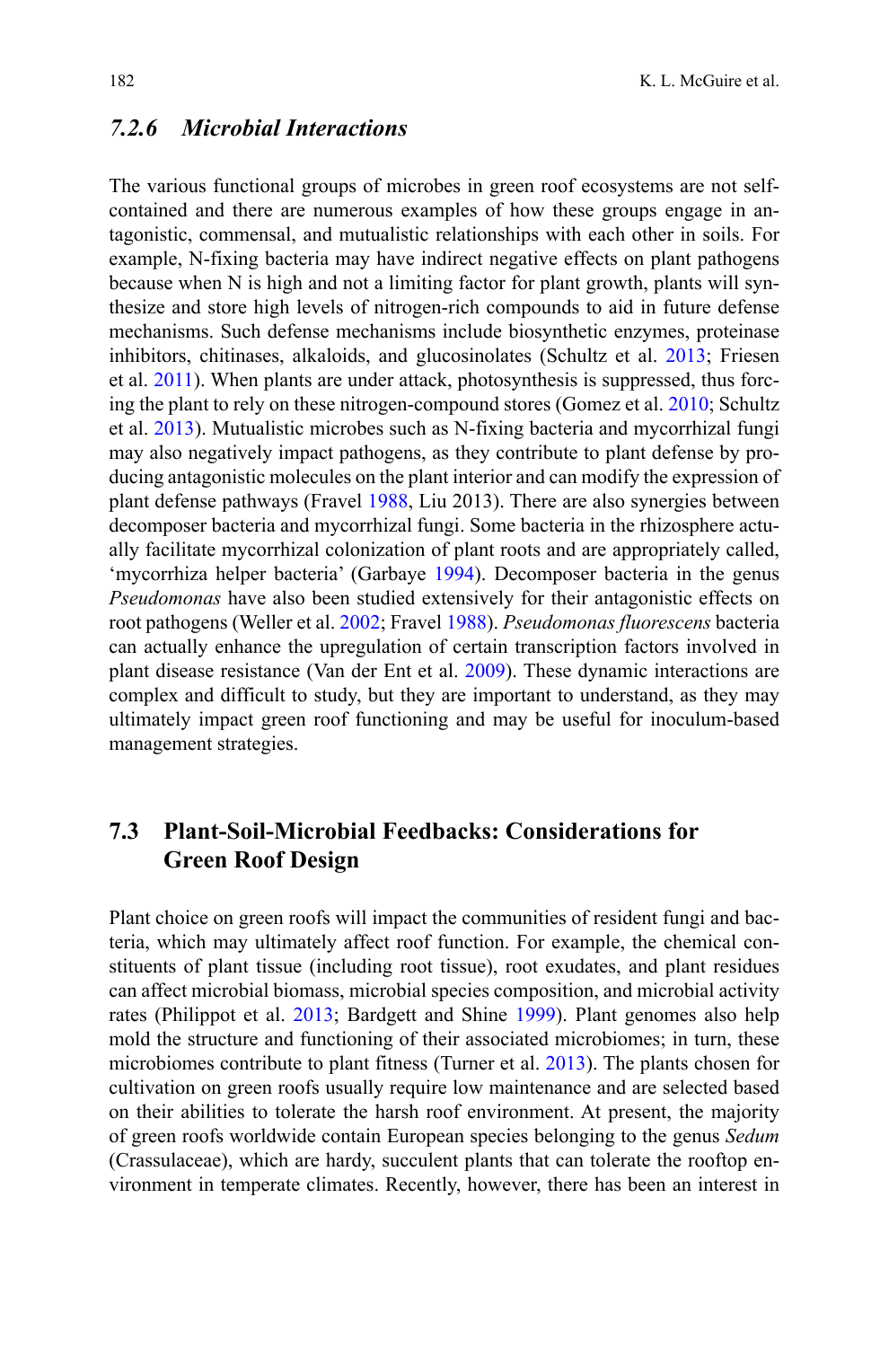### 7.2.6 *Microbial Interactions*

The various functional groups of microbes in green roof ecosystems are not self-contained and there are numerous examples of how these groups engage in antagonistic, commensal, and mutualistic relationships with each other in soils. For example, N-fixing bacteria may have indirect negative effects on plant pathogens because when N is high and not a limiting factor for plant growth, plants will synthesize and store high levels of nitrogen-rich compounds to aid in future defense mechanisms. Such defense mechanisms include biosynthetic enzymes, proteinase inhibitors, chitinases, alkaloids, and glucosinolates (Schultz et al. 2013; Friesen et al. 2011). When plants are under attack, photosynthesis is suppressed, thus forcing the plant to rely on these nitrogen-compound stores (Gomez et al. 2010; Schultz et al. 2013). Mutualistic microbes such as N-fixing bacteria and mycorrhizal fungi may also negatively impact pathogens, as they contribute to plant defense by producing antagonistic molecules on the plant interior and can modify the expression of plant defense pathways (Fravel 1988, Liu 2013). There are also synergies between decomposer bacteria and mycorrhizal fungi. Some bacteria in the rhizosphere actually facilitate mycorrhizal colonization of plant roots and are appropriately called, 'mycorrhiza helper bacteria' (Garbaye 1994). Decomposer bacteria in the genus *Pseudomonas* have also been studied extensively for their antagonistic effects on root pathogens (Weller et al. 2002; Fravel 1988). *Pseudomonas fluorescens* bacteria can actually enhance the upregulation of certain transcription factors involved in plant disease resistance (Van der Ent et al. 2009). These dynamic interactions are complex and difficult to study, but they are important to understand, as they may ultimately impact green roof functioning and may be useful for inoculum-based management strategies.

## 7.3 Plant-Soil-Microbial Feedbacks: Considerations for Green Roof Design

Plant choice on green roofs will impact the communities of resident fungi and bacteria, which may ultimately affect roof function. For example, the chemical constituents of plant tissue (including root tissue), root exudates, and plant residues can affect microbial biomass, microbial species composition, and microbial activity rates (Philippot et al. 2013; Bardgett and Shine 1999). Plant genomes also help mold the structure and functioning of their associated microbiomes; in turn, these microbiomes contribute to plant fitness (Turner et al. 2013). The plants chosen for cultivation on green roofs usually require low maintenance and are selected based on their abilities to tolerate the harsh roof environment. At present, the majority of green roofs worldwide contain European species belonging to the genus *Sedum* (Crassulaceae), which are hardy, succulent plants that can tolerate the rooftop environment in temperate climates. Recently, however, there has been an interest in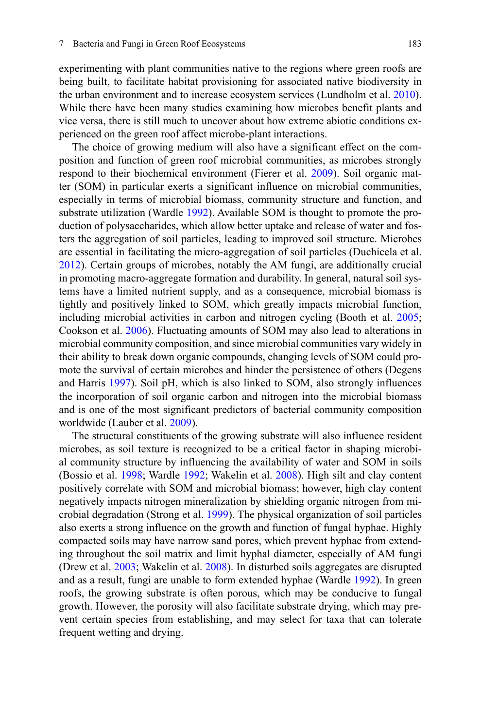experimenting with plant communities native to the regions where green roofs are being built, to facilitate habitat provisioning for associated native biodiversity in the urban environment and to increase ecosystem services (Lundholm et al. 2010). While there have been many studies examining how microbes benefit plants and vice versa, there is still much to uncover about how extreme abiotic conditions experienced on the green roof affect microbe-plant interactions.

The choice of growing medium will also have a significant effect on the composition and function of green roof microbial communities, as microbes strongly respond to their biochemical environment (Fierer et al. 2009). Soil organic matter (SOM) in particular exerts a significant influence on microbial communities, especially in terms of microbial biomass, community structure and function, and substrate utilization (Wardle 1992). Available SOM is thought to promote the production of polysaccharides, which allow better uptake and release of water and fosters the aggregation of soil particles, leading to improved soil structure. Microbes are essential in facilitating the micro-aggregation of soil particles (Duchicela et al. 2012). Certain groups of microbes, notably the AM fungi, are additionally crucial in promoting macro-aggregate formation and durability. In general, natural soil systems have a limited nutrient supply, and as a consequence, microbial biomass is tightly and positively linked to SOM, which greatly impacts microbial function, including microbial activities in carbon and nitrogen cycling (Booth et al. 2005; Cookson et al. 2006). Fluctuating amounts of SOM may also lead to alterations in microbial community composition, and since microbial communities vary widely in their ability to break down organic compounds, changing levels of SOM could promote the survival of certain microbes and hinder the persistence of others (Degens and Harris 1997). Soil pH, which is also linked to SOM, also strongly influences the incorporation of soil organic carbon and nitrogen into the microbial biomass and is one of the most significant predictors of bacterial community composition worldwide (Lauber et al. 2009).

The structural constituents of the growing substrate will also influence resident microbes, as soil texture is recognized to be a critical factor in shaping microbial community structure by influencing the availability of water and SOM in soils (Bossio et al. 1998; Wardle 1992; Wakelin et al. 2008). High silt and clay content positively correlate with SOM and microbial biomass; however, high clay content negatively impacts nitrogen mineralization by shielding organic nitrogen from microbial degradation (Strong et al. 1999). The physical organization of soil particles also exerts a strong influence on the growth and function of fungal hyphae. Highly compacted soils may have narrow sand pores, which prevent hyphae from extending throughout the soil matrix and limit hyphal diameter, especially of AM fungi (Drew et al. 2003; Wakelin et al. 2008). In disturbed soils aggregates are disrupted and as a result, fungi are unable to form extended hyphae (Wardle 1992). In green roofs, the growing substrate is often porous, which may be conducive to fungal growth. However, the porosity will also facilitate substrate drying, which may prevent certain species from establishing, and may select for taxa that can tolerate frequent wetting and drying.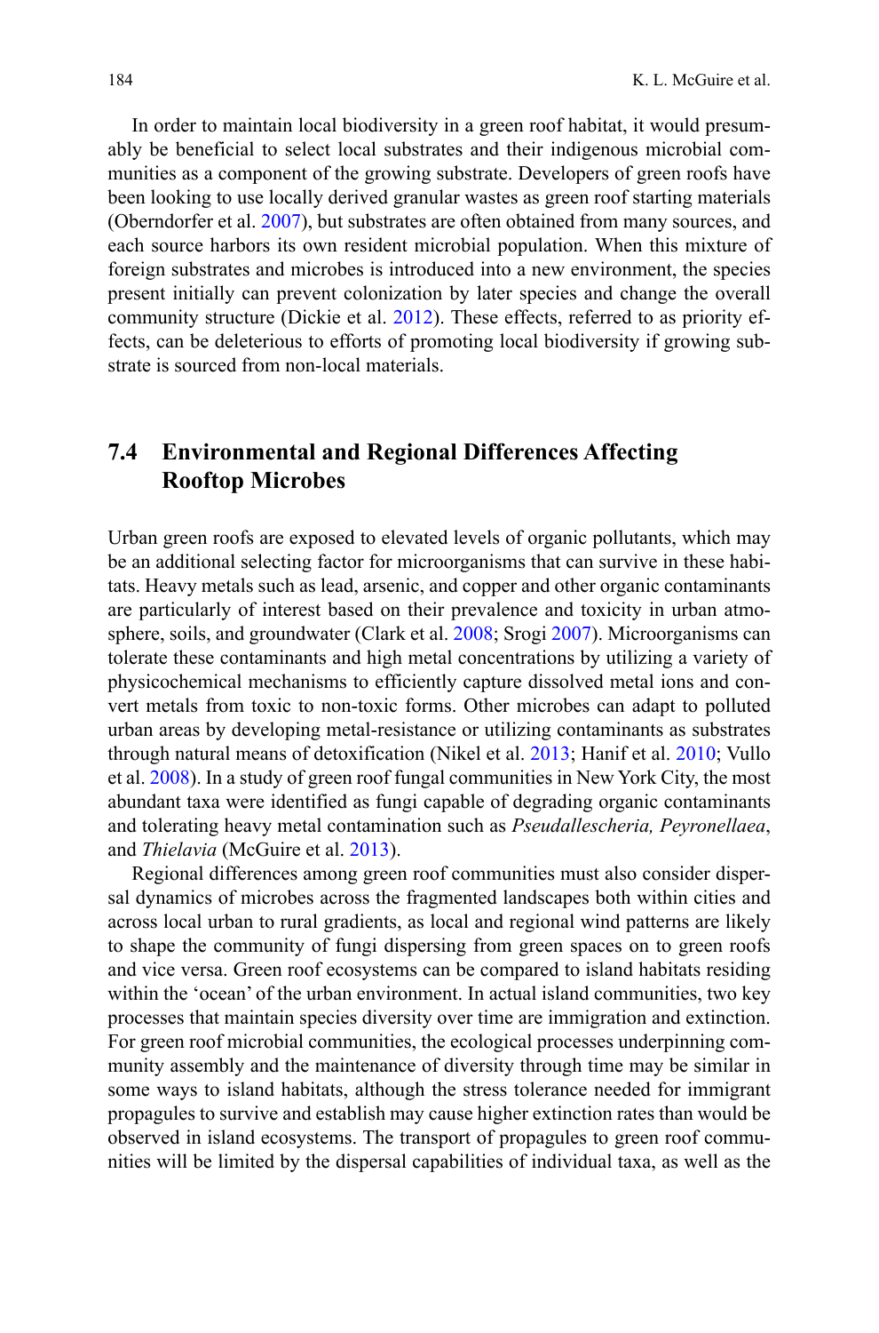In order to maintain local biodiversity in a green roof habitat, it would presumably be beneficial to select local substrates and their indigenous microbial communities as a component of the growing substrate. Developers of green roofs have been looking to use locally derived granular wastes as green roof starting materials (Oberndorfer et al. 2007), but substrates are often obtained from many sources, and each source harbors its own resident microbial population. When this mixture of foreign substrates and microbes is introduced into a new environment, the species present initially can prevent colonization by later species and change the overall community structure (Dickie et al. 2012). These effects, referred to as priority effects, can be deleterious to efforts of promoting local biodiversity if growing substrate is sourced from non-local materials.

## 7.4 Environmental and Regional Differences Affecting Rooftop Microbes

Urban green roofs are exposed to elevated levels of organic pollutants, which may be an additional selecting factor for microorganisms that can survive in these habitats. Heavy metals such as lead, arsenic, and copper and other organic contaminants are particularly of interest based on their prevalence and toxicity in urban atmosphere, soils, and groundwater (Clark et al. 2008; Srogi 2007). Microorganisms can tolerate these contaminants and high metal concentrations by utilizing a variety of physicochemical mechanisms to efficiently capture dissolved metal ions and convert metals from toxic to non-toxic forms. Other microbes can adapt to polluted urban areas by developing metal-resistance or utilizing contaminants as substrates through natural means of detoxification (Nikel et al. 2013; Hanif et al. 2010; Vullo et al. 2008). In a study of green roof fungal communities in New York City, the most abundant taxa were identified as fungi capable of degrading organic contaminants and tolerating heavy metal contamination such as *Pseudallescheria, Peyronellaea*, and *Thielavia* (McGuire et al. 2013).

Regional differences among green roof communities must also consider dispersal dynamics of microbes across the fragmented landscapes both within cities and across local urban to rural gradients, as local and regional wind patterns are likely to shape the community of fungi dispersing from green spaces on to green roofs and vice versa. Green roof ecosystems can be compared to island habitats residing within the 'ocean' of the urban environment. In actual island communities, two key processes that maintain species diversity over time are immigration and extinction. For green roof microbial communities, the ecological processes underpinning community assembly and the maintenance of diversity through time may be similar in some ways to island habitats, although the stress tolerance needed for immigrant propagules to survive and establish may cause higher extinction rates than would be observed in island ecosystems. The transport of propagules to green roof communities will be limited by the dispersal capabilities of individual taxa, as well as the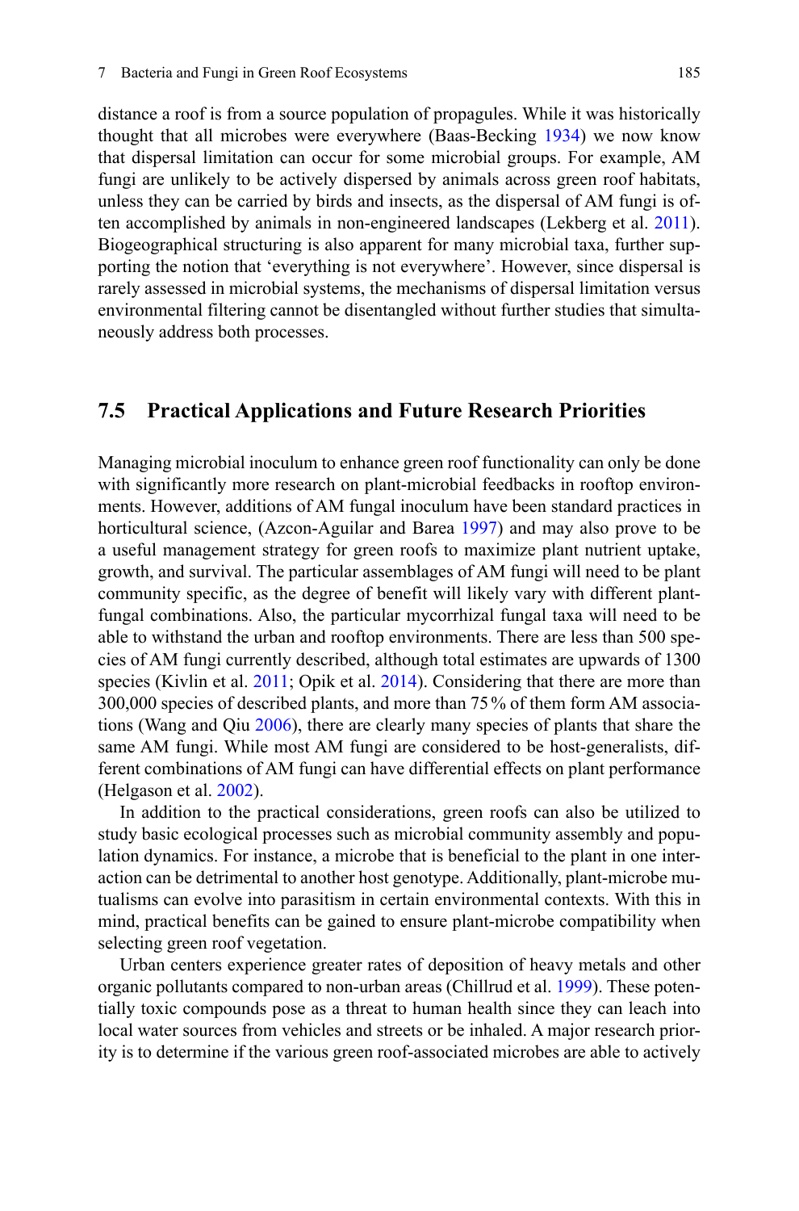distance a roof is from a source population of propagules. While it was historically thought that all microbes were everywhere (Baas-Becking 1934) we now know that dispersal limitation can occur for some microbial groups. For example, AM fungi are unlikely to be actively dispersed by animals across green roof habitats, unless they can be carried by birds and insects, as the dispersal of AM fungi is often accomplished by animals in non-engineered landscapes (Lekberg et al. 2011). Biogeographical structuring is also apparent for many microbial taxa, further supporting the notion that 'everything is not everywhere'. However, since dispersal is rarely assessed in microbial systems, the mechanisms of dispersal limitation versus environmental filtering cannot be disentangled without further studies that simultaneously address both processes.

## 7.5 Practical Applications and Future Research Priorities

Managing microbial inoculum to enhance green roof functionality can only be done with significantly more research on plant-microbial feedbacks in rooftop environments. However, additions of AM fungal inoculum have been standard practices in horticultural science, (Azcon-Aguilar and Barea 1997) and may also prove to be a useful management strategy for green roofs to maximize plant nutrient uptake, growth, and survival. The particular assemblages of AM fungi will need to be plant community specific, as the degree of benefit will likely vary with different plant-fungal combinations. Also, the particular mycorrhizal fungal taxa will need to be able to withstand the urban and rooftop environments. There are less than 500 species of AM fungi currently described, although total estimates are upwards of 1300 species (Kivlin et al. 2011; Opik et al. 2014). Considering that there are more than 300,000 species of described plants, and more than 75 % of them form AM associations (Wang and Qiu 2006), there are clearly many species of plants that share the same AM fungi. While most AM fungi are considered to be host-generalists, different combinations of AM fungi can have differential effects on plant performance (Helgason et al. 2002).

In addition to the practical considerations, green roofs can also be utilized to study basic ecological processes such as microbial community assembly and population dynamics. For instance, a microbe that is beneficial to the plant in one interaction can be detrimental to another host genotype. Additionally, plant-microbe mutualisms can evolve into parasitism in certain environmental contexts. With this in mind, practical benefits can be gained to ensure plant-microbe compatibility when selecting green roof vegetation.

Urban centers experience greater rates of deposition of heavy metals and other organic pollutants compared to non-urban areas (Chillrud et al. 1999). These potentially toxic compounds pose as a threat to human health since they can leach into local water sources from vehicles and streets or be inhaled. A major research priority is to determine if the various green roof-associated microbes are able to actively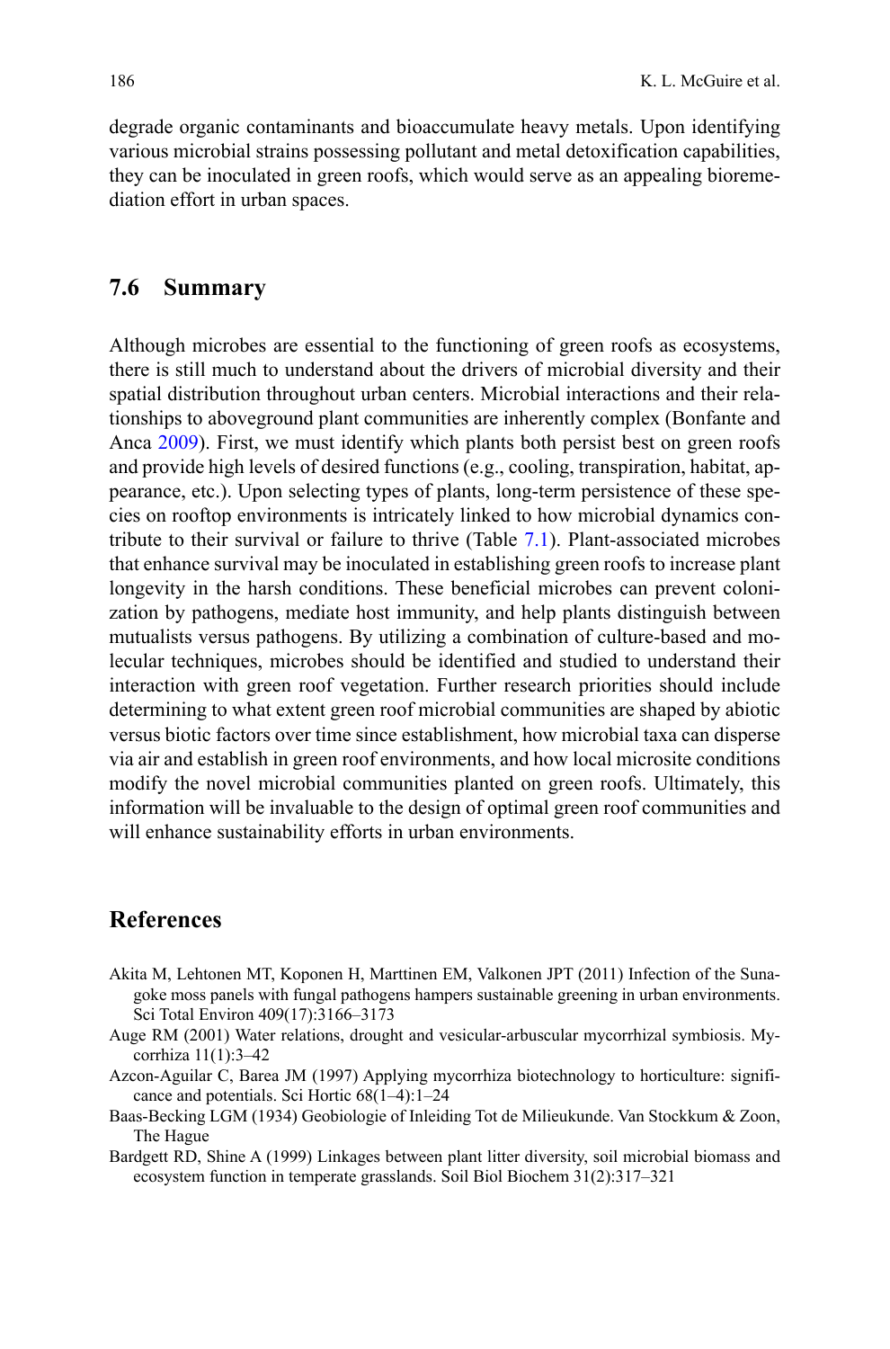degrade organic contaminants and bioaccumulate heavy metals. Upon identifying various microbial strains possessing pollutant and metal detoxification capabilities, they can be inoculated in green roofs, which would serve as an appealing bioremediation effort in urban spaces.

## 7.6 Summary

Although microbes are essential to the functioning of green roofs as ecosystems, there is still much to understand about the drivers of microbial diversity and their spatial distribution throughout urban centers. Microbial interactions and their relationships to aboveground plant communities are inherently complex (Bonfante and Anca 2009). First, we must identify which plants both persist best on green roofs and provide high levels of desired functions (e.g., cooling, transpiration, habitat, appearance, etc.). Upon selecting types of plants, long-term persistence of these species on rooftop environments is intricately linked to how microbial dynamics contribute to their survival or failure to thrive (Table 7.1). Plant-associated microbes that enhance survival may be inoculated in establishing green roofs to increase plant longevity in the harsh conditions. These beneficial microbes can prevent colonization by pathogens, mediate host immunity, and help plants distinguish between mutualists versus pathogens. By utilizing a combination of culture-based and molecular techniques, microbes should be identified and studied to understand their interaction with green roof vegetation. Further research priorities should include determining to what extent green roof microbial communities are shaped by abiotic versus biotic factors over time since establishment, how microbial taxa can disperse via air and establish in green roof environments, and how local microsite conditions modify the novel microbial communities planted on green roofs. Ultimately, this information will be invaluable to the design of optimal green roof communities and will enhance sustainability efforts in urban environments.

## References

Akita M, Lehtonen MT, Koponen H, Marttinen EM, Valkonen JPT (2011) Infection of the Sunagoke moss panels with fungal pathogens hampers sustainable greening in urban environments. Sci Total Environ 409(17):3166–3173

Auge RM (2001) Water relations, drought and vesicular-arbuscular mycorrhizal symbiosis. Mycorrhiza 11(1):3–42

Azcon-Aguilar C, Barea JM (1997) Applying mycorrhiza biotechnology to horticulture: significance and potentials. Sci Hortic 68(1–4):1–24

Baas-Becking LGM (1934) Geobiologie of Inleiding Tot de Milieukunde. Van Stockkum & Zoon, The Hague

Bardgett RD, Shine A (1999) Linkages between plant litter diversity, soil microbial biomass and ecosystem function in temperate grasslands. Soil Biol Biochem 31(2):317–321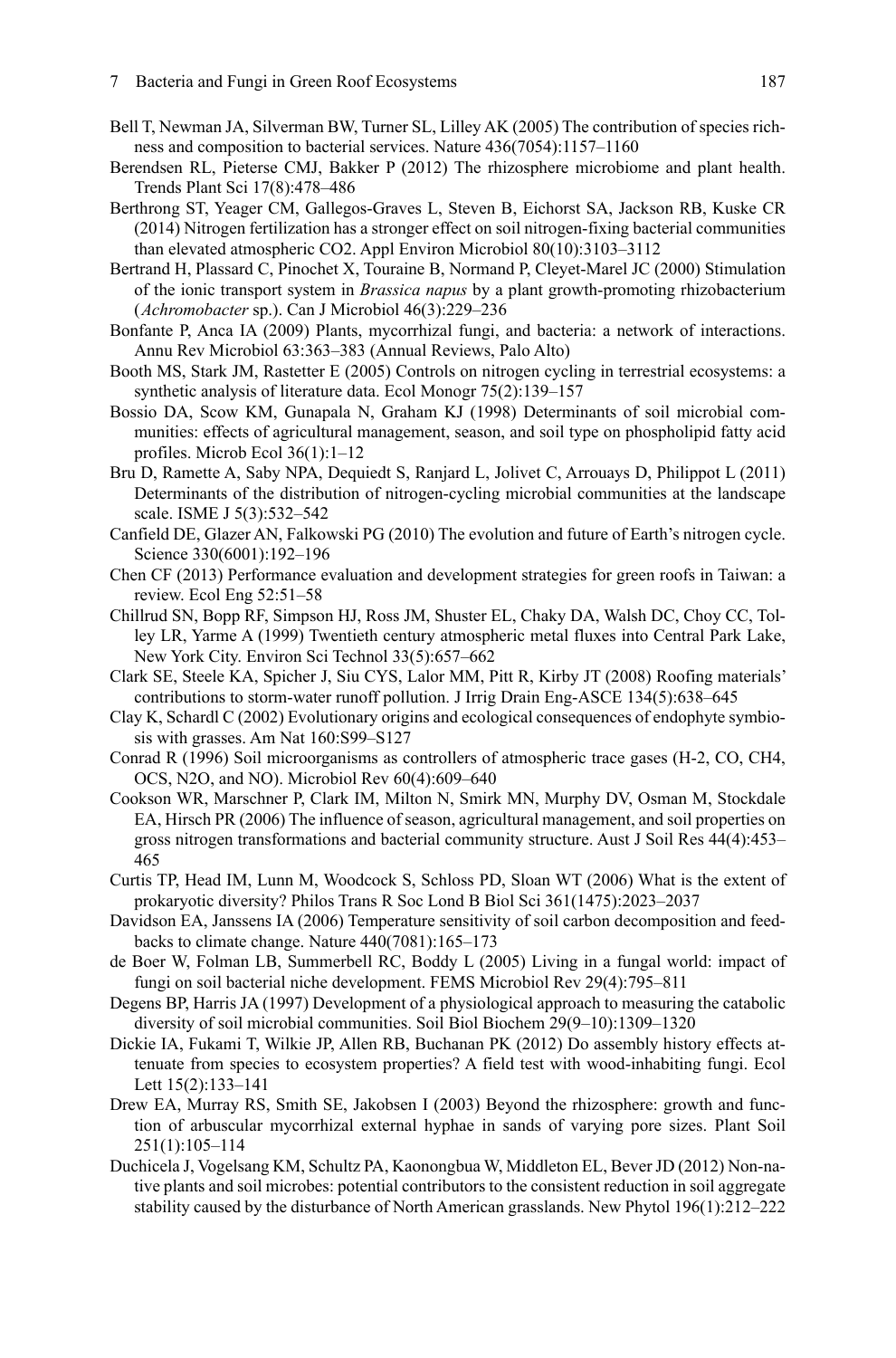Bell T, Newman JA, Silverman BW, Turner SL, Lilley AK (2005) The contribution of species richness and composition to bacterial services. Nature 436(7054):1157–1160

Berendsen RL, Pieterse CMJ, Bakker P (2012) The rhizosphere microbiome and plant health. Trends Plant Sci 17(8):478–486

Berthrong ST, Yeager CM, Gallegos-Graves L, Steven B, Eichorst SA, Jackson RB, Kuske CR (2014) Nitrogen fertilization has a stronger effect on soil nitrogen-fixing bacterial communities than elevated atmospheric CO2. Appl Environ Microbiol 80(10):3103–3112

Bertrand H, Plassard C, Pinochet X, Touraine B, Normand P, Cleyet-Marel JC (2000) Stimulation of the ionic transport system in *Brassica napus* by a plant growth-promoting rhizobacterium (*Achromobacter* sp.). Can J Microbiol 46(3):229–236

Bonfante P, Anca IA (2009) Plants, mycorrhizal fungi, and bacteria: a network of interactions. Annu Rev Microbiol 63:363–383 (Annual Reviews, Palo Alto)

Booth MS, Stark JM, Rastetter E (2005) Controls on nitrogen cycling in terrestrial ecosystems: a synthetic analysis of literature data. Ecol Monogr 75(2):139–157

Bossio DA, Scow KM, Gunapala N, Graham KJ (1998) Determinants of soil microbial communities: effects of agricultural management, season, and soil type on phospholipid fatty acid profiles. Microb Ecol 36(1):1–12

Bru D, Ramette A, Saby NPA, Dequiedt S, Ranjard L, Jolivet C, Arrouays D, Philippot L (2011) Determinants of the distribution of nitrogen-cycling microbial communities at the landscape scale. ISME J 5(3):532–542

Canfield DE, Glazer AN, Falkowski PG (2010) The evolution and future of Earth's nitrogen cycle. Science 330(6001):192–196

Chen CF (2013) Performance evaluation and development strategies for green roofs in Taiwan: a review. Ecol Eng 52:51–58

Chillrud SN, Bopp RF, Simpson HJ, Ross JM, Shuster EL, Chaky DA, Walsh DC, Choy CC, Tolley LR, Yarme A (1999) Twentieth century atmospheric metal fluxes into Central Park Lake, New York City. Environ Sci Technol 33(5):657–662

Clark SE, Steele KA, Spicher J, Siu CYS, Lalor MM, Pitt R, Kirby JT (2008) Roofing materials' contributions to storm-water runoff pollution. J Irrig Drain Eng-ASCE 134(5):638–645

Clay K, Schardl C (2002) Evolutionary origins and ecological consequences of endophyte symbiosis with grasses. Am Nat 160:S99–S127

Conrad R (1996) Soil microorganisms as controllers of atmospheric trace gases (H-2, CO, CH4, OCS, N2O, and NO). Microbiol Rev 60(4):609–640

Cookson WR, Marschner P, Clark IM, Milton N, Smirk MN, Murphy DV, Osman M, Stockdale EA, Hirsch PR (2006) The influence of season, agricultural management, and soil properties on gross nitrogen transformations and bacterial community structure. Aust J Soil Res 44(4):453–465

Curtis TP, Head IM, Lunn M, Woodcock S, Schloss PD, Sloan WT (2006) What is the extent of prokaryotic diversity? Philos Trans R Soc Lond B Biol Sci 361(1475):2023–2037

Davidson EA, Janssens IA (2006) Temperature sensitivity of soil carbon decomposition and feedbacks to climate change. Nature 440(7081):165–173

de Boer W, Folman LB, Summerbell RC, Boddy L (2005) Living in a fungal world: impact of fungi on soil bacterial niche development. FEMS Microbiol Rev 29(4):795–811

Degens BP, Harris JA (1997) Development of a physiological approach to measuring the catabolic diversity of soil microbial communities. Soil Biol Biochem 29(9–10):1309–1320

Dickie IA, Fukami T, Wilkie JP, Allen RB, Buchanan PK (2012) Do assembly history effects attenuate from species to ecosystem properties? A field test with wood-inhabiting fungi. Ecol Lett 15(2):133–141

Drew EA, Murray RS, Smith SE, Jakobsen I (2003) Beyond the rhizosphere: growth and function of arbuscular mycorrhizal external hyphae in sands of varying pore sizes. Plant Soil 251(1):105–114

Duchicela J, Vogelsang KM, Schultz PA, Kaonongbua W, Middleton EL, Bever JD (2012) Non-native plants and soil microbes: potential contributors to the consistent reduction in soil aggregate stability caused by the disturbance of North American grasslands. New Phytol 196(1):212–222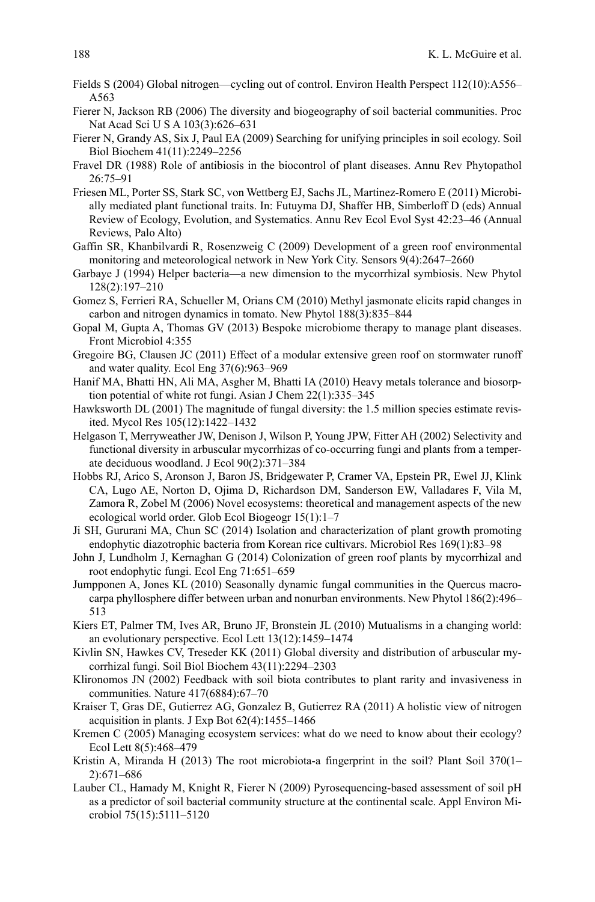Fields S (2004) Global nitrogen—cycling out of control. Environ Health Perspect 112(10):A556–A563

Fierer N, Jackson RB (2006) The diversity and biogeography of soil bacterial communities. Proc Nat Acad Sci U S A 103(3):626–631

Fierer N, Grandy AS, Six J, Paul EA (2009) Searching for unifying principles in soil ecology. Soil Biol Biochem 41(11):2249–2256

Fravel DR (1988) Role of antibiosis in the biocontrol of plant diseases. Annu Rev Phytopathol 26:75–91

Friesen ML, Porter SS, Stark SC, von Wettberg EJ, Sachs JL, Martinez-Romero E (2011) Microbially mediated plant functional traits. In: Futuyma DJ, Shaffer HB, Simberloff D (eds) Annual Review of Ecology, Evolution, and Systematics. Annu Rev Ecol Evol Syst 42:23–46 (Annual Reviews, Palo Alto)

Gaffin SR, Khanbilvardi R, Rosenzweig C (2009) Development of a green roof environmental monitoring and meteorological network in New York City. Sensors 9(4):2647–2660

Garbaye J (1994) Helper bacteria—a new dimension to the mycorrhizal symbiosis. New Phytol 128(2):197–210

Gomez S, Ferrieri RA, Schueller M, Orians CM (2010) Methyl jasmonate elicits rapid changes in carbon and nitrogen dynamics in tomato. New Phytol 188(3):835–844

Gopal M, Gupta A, Thomas GV (2013) Bespoke microbiome therapy to manage plant diseases. Front Microbiol 4:355

Gregoire BG, Clausen JC (2011) Effect of a modular extensive green roof on stormwater runoff and water quality. Ecol Eng 37(6):963–969

Hanif MA, Bhatti HN, Ali MA, Asgher M, Bhatti IA (2010) Heavy metals tolerance and biosorption potential of white rot fungi. Asian J Chem 22(1):335–345

Hawksworth DL (2001) The magnitude of fungal diversity: the 1.5 million species estimate revisited. Mycol Res 105(12):1422–1432

Helgason T, Merryweather JW, Denison J, Wilson P, Young JPW, Fitter AH (2002) Selectivity and functional diversity in arbuscular mycorrhizas of co-occurring fungi and plants from a temperate deciduous woodland. J Ecol 90(2):371–384

Hobbs RJ, Arico S, Aronson J, Baron JS, Bridgewater P, Cramer VA, Epstein PR, Ewel JJ, Klink CA, Lugo AE, Norton D, Ojima D, Richardson DM, Sanderson EW, Valladares F, Vila M, Zamora R, Zobel M (2006) Novel ecosystems: theoretical and management aspects of the new ecological world order. Glob Ecol Biogeogr 15(1):1–7

Ji SH, Gururani MA, Chun SC (2014) Isolation and characterization of plant growth promoting endophytic diazotrophic bacteria from Korean rice cultivars. Microbiol Res 169(1):83–98

John J, Lundholm J, Kernaghan G (2014) Colonization of green roof plants by mycorrhizal and root endophytic fungi. Ecol Eng 71:651–659

Jumpponen A, Jones KL (2010) Seasonally dynamic fungal communities in the Quercus macrocarpa phyllosphere differ between urban and nonurban environments. New Phytol 186(2):496–513

Kiers ET, Palmer TM, Ives AR, Bruno JF, Bronstein JL (2010) Mutualisms in a changing world: an evolutionary perspective. Ecol Lett 13(12):1459–1474

Kivlin SN, Hawkes CV, Treseder KK (2011) Global diversity and distribution of arbuscular mycorrhizal fungi. Soil Biol Biochem 43(11):2294–2303

Klironomos JN (2002) Feedback with soil biota contributes to plant rarity and invasiveness in communities. Nature 417(6884):67–70

Kraiser T, Gras DE, Gutierrez AG, Gonzalez B, Gutierrez RA (2011) A holistic view of nitrogen acquisition in plants. J Exp Bot 62(4):1455–1466

Kremen C (2005) Managing ecosystem services: what do we need to know about their ecology? Ecol Lett 8(5):468–479

Kristin A, Miranda H (2013) The root microbiota-a fingerprint in the soil? Plant Soil 370(1–2):671–686

Lauber CL, Hamady M, Knight R, Fierer N (2009) Pyrosequencing-based assessment of soil pH as a predictor of soil bacterial community structure at the continental scale. Appl Environ Microbiol 75(15):5111–5120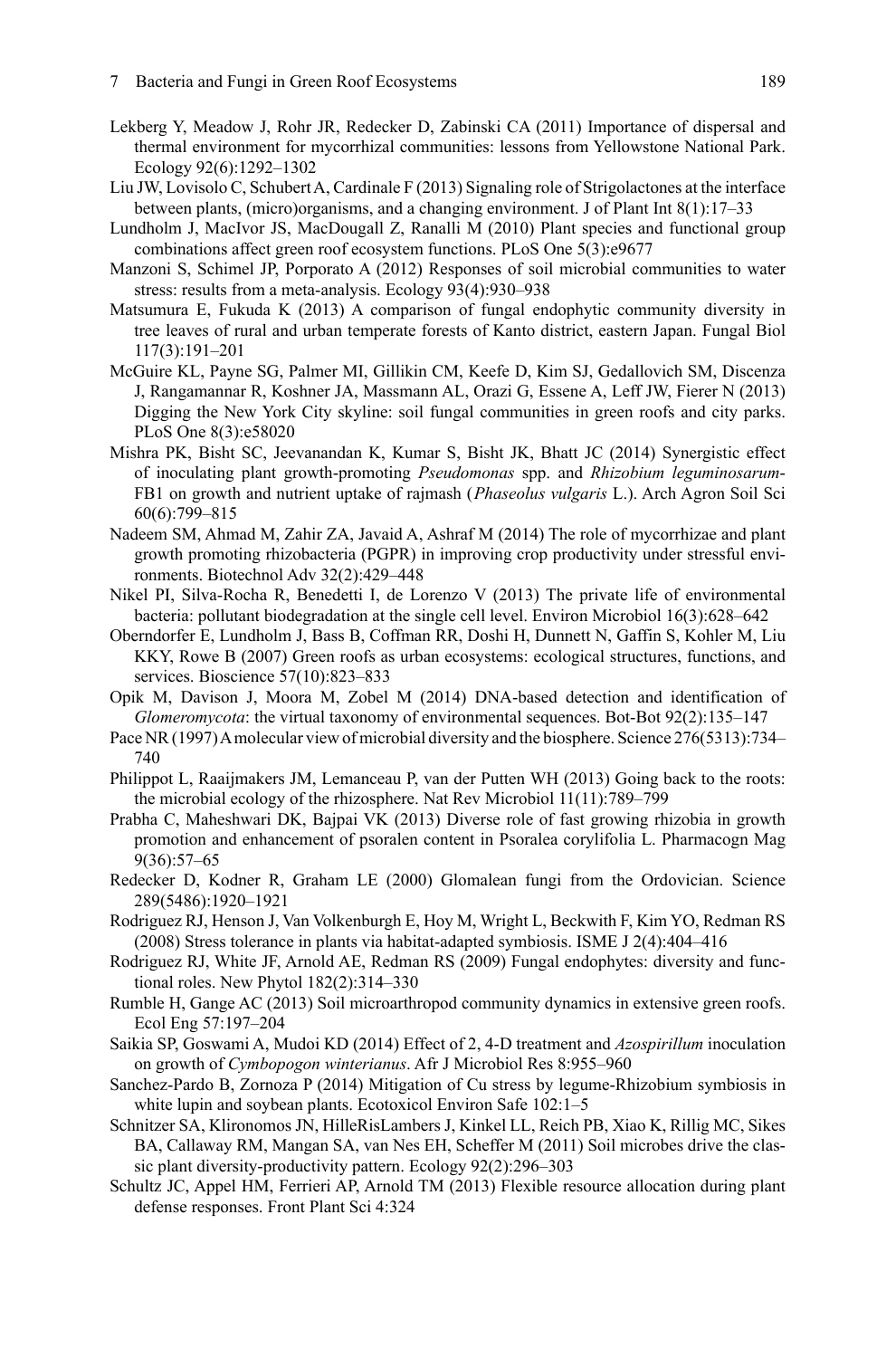Lekberg Y, Meadow J, Rohr JR, Redecker D, Zabinski CA (2011) Importance of dispersal and thermal environment for mycorrhizal communities: lessons from Yellowstone National Park. Ecology 92(6):1292–1302

Liu JW, Lovisolo C, Schubert A, Cardinale F (2013) Signaling role of Strigolactones at the interface between plants, (micro)organisms, and a changing environment. J of Plant Int 8(1):17–33

Lundholm J, MacIvor JS, MacDougall Z, Ranalli M (2010) Plant species and functional group combinations affect green roof ecosystem functions. PLoS One 5(3):e9677

Manzoni S, Schimel JP, Porporato A (2012) Responses of soil microbial communities to water stress: results from a meta-analysis. Ecology 93(4):930–938

Matsumura E, Fukuda K (2013) A comparison of fungal endophytic community diversity in tree leaves of rural and urban temperate forests of Kanto district, eastern Japan. Fungal Biol 117(3):191–201

McGuire KL, Payne SG, Palmer MI, Gillikin CM, Keefe D, Kim SJ, Gedallovich SM, Discenza J, Rangamannar R, Koshner JA, Massmann AL, Orazi G, Essene A, Leff JW, Fierer N (2013) Digging the New York City skyline: soil fungal communities in green roofs and city parks. PLoS One 8(3):e58020

Mishra PK, Bisht SC, Jeevanandan K, Kumar S, Bisht JK, Bhatt JC (2014) Synergistic effect of inoculating plant growth-promoting *Pseudomonas* spp. and *Rhizobium leguminosarum*-FB1 on growth and nutrient uptake of rajmash (*Phaseolus vulgaris* L.). Arch Agron Soil Sci 60(6):799–815

Nadeem SM, Ahmad M, Zahir ZA, Javaid A, Ashraf M (2014) The role of mycorrhizae and plant growth promoting rhizobacteria (PGPR) in improving crop productivity under stressful environments. Biotechnol Adv 32(2):429–448

Nikel PI, Silva-Rocha R, Benedetti I, de Lorenzo V (2013) The private life of environmental bacteria: pollutant biodegradation at the single cell level. Environ Microbiol 16(3):628–642

Oberndorfer E, Lundholm J, Bass B, Coffman RR, Doshi H, Dunnett N, Gaffin S, Kohler M, Liu KKY, Rowe B (2007) Green roofs as urban ecosystems: ecological structures, functions, and services. Bioscience 57(10):823–833

Opik M, Davison J, Moora M, Zobel M (2014) DNA-based detection and identification of *Glomeromycota*: the virtual taxonomy of environmental sequences. Bot-Bot 92(2):135–147

Pace NR (1997) A molecular view of microbial diversity and the biosphere. Science 276(5313):734–740

Philippot L, Raaijmakers JM, Lemanceau P, van der Putten WH (2013) Going back to the roots: the microbial ecology of the rhizosphere. Nat Rev Microbiol 11(11):789–799

Prabha C, Maheshwari DK, Bajpai VK (2013) Diverse role of fast growing rhizobia in growth promotion and enhancement of psoralen content in Psoralea corylifolia L. Pharmacogn Mag 9(36):57–65

Redecker D, Kodner R, Graham LE (2000) Glomalean fungi from the Ordovician. Science 289(5486):1920–1921

Rodriguez RJ, Henson J, Van Volkenburgh E, Hoy M, Wright L, Beckwith F, Kim YO, Redman RS (2008) Stress tolerance in plants via habitat-adapted symbiosis. ISME J 2(4):404–416

Rodriguez RJ, White JF, Arnold AE, Redman RS (2009) Fungal endophytes: diversity and functional roles. New Phytol 182(2):314–330

Rumble H, Gange AC (2013) Soil microarthropod community dynamics in extensive green roofs. Ecol Eng 57:197–204

Saikia SP, Goswami A, Mudoi KD (2014) Effect of 2, 4-D treatment and *Azospirillum* inoculation on growth of *Cymbopogon winterianus*. Afr J Microbiol Res 8:955–960

Sanchez-Pardo B, Zornoza P (2014) Mitigation of Cu stress by legume-Rhizobium symbiosis in white lupin and soybean plants. Ecotoxicol Environ Safe 102:1–5

Schnitzer SA, Klironomos JN, HilleRisLambers J, Kinkel LL, Reich PB, Xiao K, Rillig MC, Sikes BA, Callaway RM, Mangan SA, van Nes EH, Scheffer M (2011) Soil microbes drive the classic plant diversity-productivity pattern. Ecology 92(2):296–303

Schultz JC, Appel HM, Ferrieri AP, Arnold TM (2013) Flexible resource allocation during plant defense responses. Front Plant Sci 4:324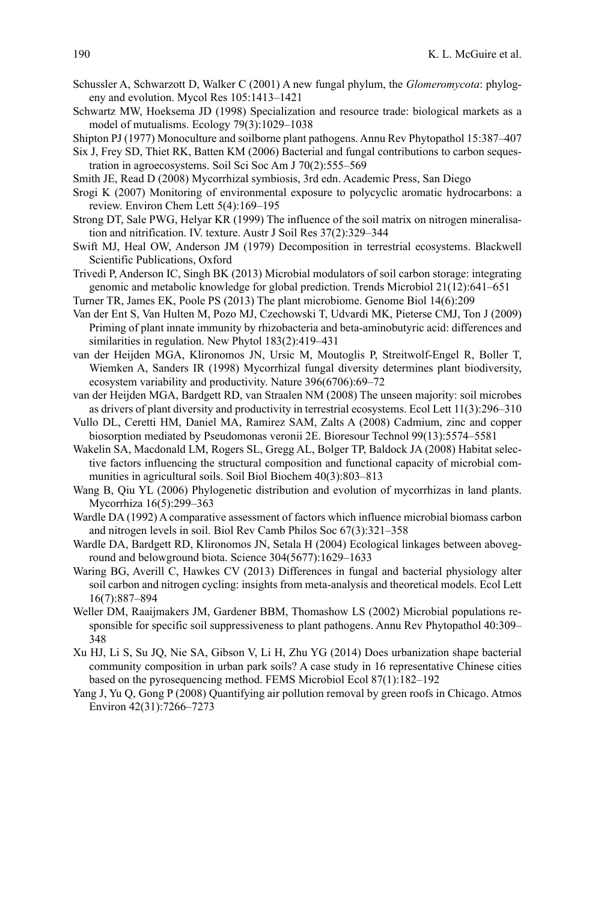Schussler A, Schwarzott D, Walker C (2001) A new fungal phylum, the *Glomeromycota*: phylogeny and evolution. Mycol Res 105:1413–1421

Schwartz MW, Hoeksema JD (1998) Specialization and resource trade: biological markets as a model of mutualisms. Ecology 79(3):1029–1038

Shipton PJ (1977) Monoculture and soilborne plant pathogens. Annu Rev Phytopathol 15:387–407

Six J, Frey SD, Thiet RK, Batten KM (2006) Bacterial and fungal contributions to carbon sequestration in agroecosystems. Soil Sci Soc Am J 70(2):555–569

Smith JE, Read D (2008) Mycorrhizal symbiosis, 3rd edn. Academic Press, San Diego

Srogi K (2007) Monitoring of environmental exposure to polycyclic aromatic hydrocarbons: a review. Environ Chem Lett 5(4):169–195

Strong DT, Sale PWG, Helyar KR (1999) The influence of the soil matrix on nitrogen mineralisation and nitrification. IV. texture. Austr J Soil Res 37(2):329–344

Swift MJ, Heal OW, Anderson JM (1979) Decomposition in terrestrial ecosystems. Blackwell Scientific Publications, Oxford

Trivedi P, Anderson IC, Singh BK (2013) Microbial modulators of soil carbon storage: integrating genomic and metabolic knowledge for global prediction. Trends Microbiol 21(12):641–651

Turner TR, James EK, Poole PS (2013) The plant microbiome. Genome Biol 14(6):209

Van der Ent S, Van Hulten M, Pozo MJ, Czechowski T, Udvardi MK, Pieterse CMJ, Ton J (2009) Priming of plant innate immunity by rhizobacteria and beta-aminobutyric acid: differences and similarities in regulation. New Phytol 183(2):419–431

van der Heijden MGA, Klironomos JN, Ursic M, Moutoglis P, Streitwolf-Engel R, Boller T, Wiemken A, Sanders IR (1998) Mycorrhizal fungal diversity determines plant biodiversity, ecosystem variability and productivity. Nature 396(6706):69–72

van der Heijden MGA, Bardgett RD, van Straalen NM (2008) The unseen majority: soil microbes as drivers of plant diversity and productivity in terrestrial ecosystems. Ecol Lett 11(3):296–310

Vullo DL, Ceretti HM, Daniel MA, Ramirez SAM, Zalts A (2008) Cadmium, zinc and copper biosorption mediated by Pseudomonas veronii 2E. Bioresour Technol 99(13):5574–5581

Wakelin SA, Macdonald LM, Rogers SL, Gregg AL, Bolger TP, Baldock JA (2008) Habitat selective factors influencing the structural composition and functional capacity of microbial communities in agricultural soils. Soil Biol Biochem 40(3):803–813

Wang B, Qiu YL (2006) Phylogenetic distribution and evolution of mycorrhizas in land plants. Mycorrhiza 16(5):299–363

Wardle DA (1992) A comparative assessment of factors which influence microbial biomass carbon and nitrogen levels in soil. Biol Rev Camb Philos Soc 67(3):321–358

Wardle DA, Bardgett RD, Klironomos JN, Setala H (2004) Ecological linkages between aboveground and belowground biota. Science 304(5677):1629–1633

Waring BG, Averill C, Hawkes CV (2013) Differences in fungal and bacterial physiology alter soil carbon and nitrogen cycling: insights from meta-analysis and theoretical models. Ecol Lett 16(7):887–894

Weller DM, Raaijmakers JM, Gardener BBM, Thomashow LS (2002) Microbial populations responsible for specific soil suppressiveness to plant pathogens. Annu Rev Phytopathol 40:309–348

Xu HJ, Li S, Su JQ, Nie SA, Gibson V, Li H, Zhu YG (2014) Does urbanization shape bacterial community composition in urban park soils? A case study in 16 representative Chinese cities based on the pyrosequencing method. FEMS Microbiol Ecol 87(1):182–192

Yang J, Yu Q, Gong P (2008) Quantifying air pollution removal by green roofs in Chicago. Atmos Environ 42(31):7266–7273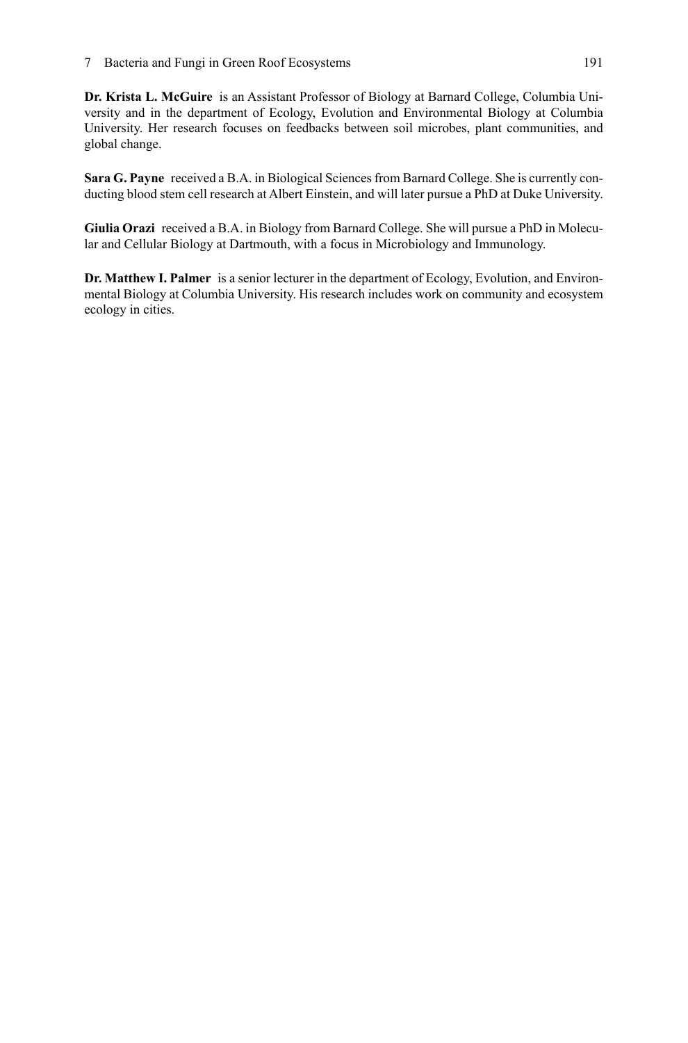**Dr. Krista L. McGuire** is an Assistant Professor of Biology at Barnard College, Columbia University and in the department of Ecology, Evolution and Environmental Biology at Columbia University. Her research focuses on feedbacks between soil microbes, plant communities, and global change.

**Sara G. Payne** received a B.A. in Biological Sciences from Barnard College. She is currently conducting blood stem cell research at Albert Einstein, and will later pursue a PhD at Duke University.

**Giulia Orazi** received a B.A. in Biology from Barnard College. She will pursue a PhD in Molecular and Cellular Biology at Dartmouth, with a focus in Microbiology and Immunology.

**Dr. Matthew I. Palmer** is a senior lecturer in the department of Ecology, Evolution, and Environmental Biology at Columbia University. His research includes work on community and ecosystem ecology in cities.